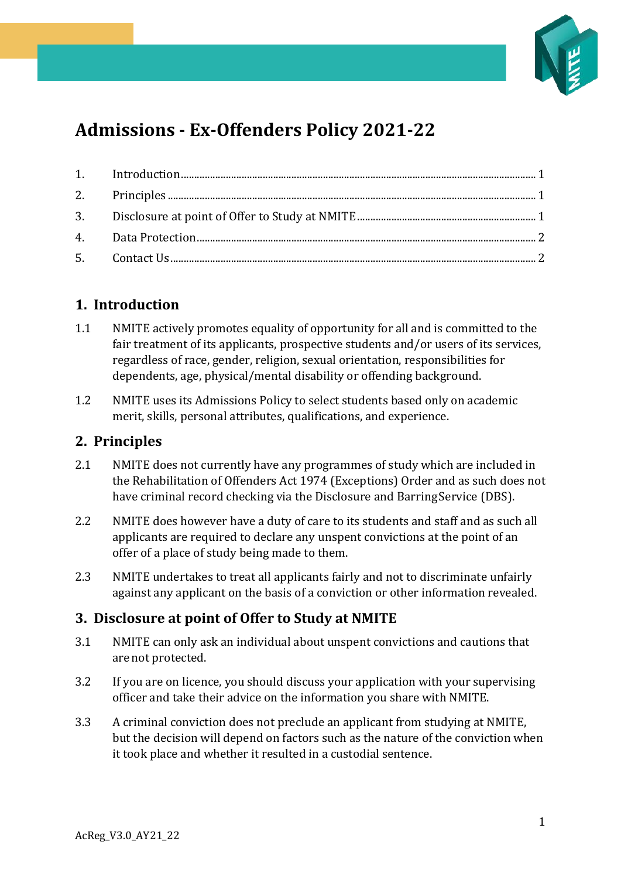# Admissions - Ex-Offenders Policy 2021-22

1. Introduction ..... 1
2. Principles ..... 1
3. Disclosure at point of Offer to Study at NMITE ..... 1
4. Data Protection ..... 2
5. Contact Us ..... 2

## 1. Introduction

1.1 NMITE actively promotes equality of opportunity for all and is committed to the fair treatment of its applicants, prospective students and/or users of its services, regardless of race, gender, religion, sexual orientation, responsibilities for dependents, age, physical/mental disability or offending background.

1.2 NMITE uses its Admissions Policy to select students based only on academic merit, skills, personal attributes, qualifications, and experience.

## 2. Principles

2.1 NMITE does not currently have any programmes of study which are included in the Rehabilitation of Offenders Act 1974 (Exceptions) Order and as such does not have criminal record checking via the Disclosure and Barring Service (DBS).

2.2 NMITE does however have a duty of care to its students and staff and as such all applicants are required to declare any unspent convictions at the point of an offer of a place of study being made to them.

2.3 NMITE undertakes to treat all applicants fairly and not to discriminate unfairly against any applicant on the basis of a conviction or other information revealed.

## 3. Disclosure at point of Offer to Study at NMITE

3.1 NMITE can only ask an individual about unspent convictions and cautions that are not protected.

3.2 If you are on licence, you should discuss your application with your supervising officer and take their advice on the information you share with NMITE.

3.3 A criminal conviction does not preclude an applicant from studying at NMITE, but the decision will depend on factors such as the nature of the conviction when it took place and whether it resulted in a custodial sentence.

AcReg_V3.0_AY21_22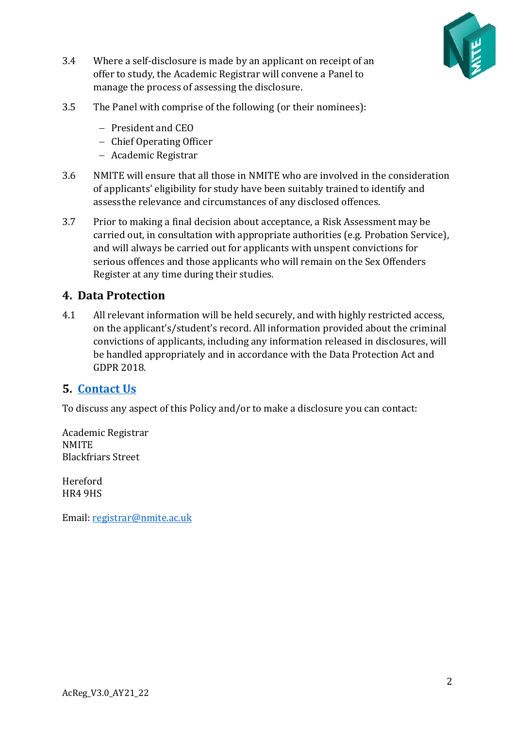3.4 Where a self-disclosure is made by an applicant on receipt of an offer to study, the Academic Registrar will convene a Panel to manage the process of assessing the disclosure.

3.5 The Panel with comprise of the following (or their nominees):

- President and CEO
- Chief Operating Officer
- Academic Registrar

3.6 NMITE will ensure that all those in NMITE who are involved in the consideration of applicants' eligibility for study have been suitably trained to identify and assess the relevance and circumstances of any disclosed offences.

3.7 Prior to making a final decision about acceptance, a Risk Assessment may be carried out, in consultation with appropriate authorities (e.g. Probation Service), and will always be carried out for applicants with unspent convictions for serious offences and those applicants who will remain on the Sex Offenders Register at any time during their studies.

## 4. Data Protection

4.1 All relevant information will be held securely, and with highly restricted access, on the applicant's/student's record. All information provided about the criminal convictions of applicants, including any information released in disclosures, will be handled appropriately and in accordance with the Data Protection Act and GDPR 2018.

## 5. Contact Us

To discuss any aspect of this Policy and/or to make a disclosure you can contact:

Academic Registrar
NMITE
Blackfriars Street

Hereford
HR4 9HS

Email: registrar@nmite.ac.uk

AcReg_V3.0_AY21_22